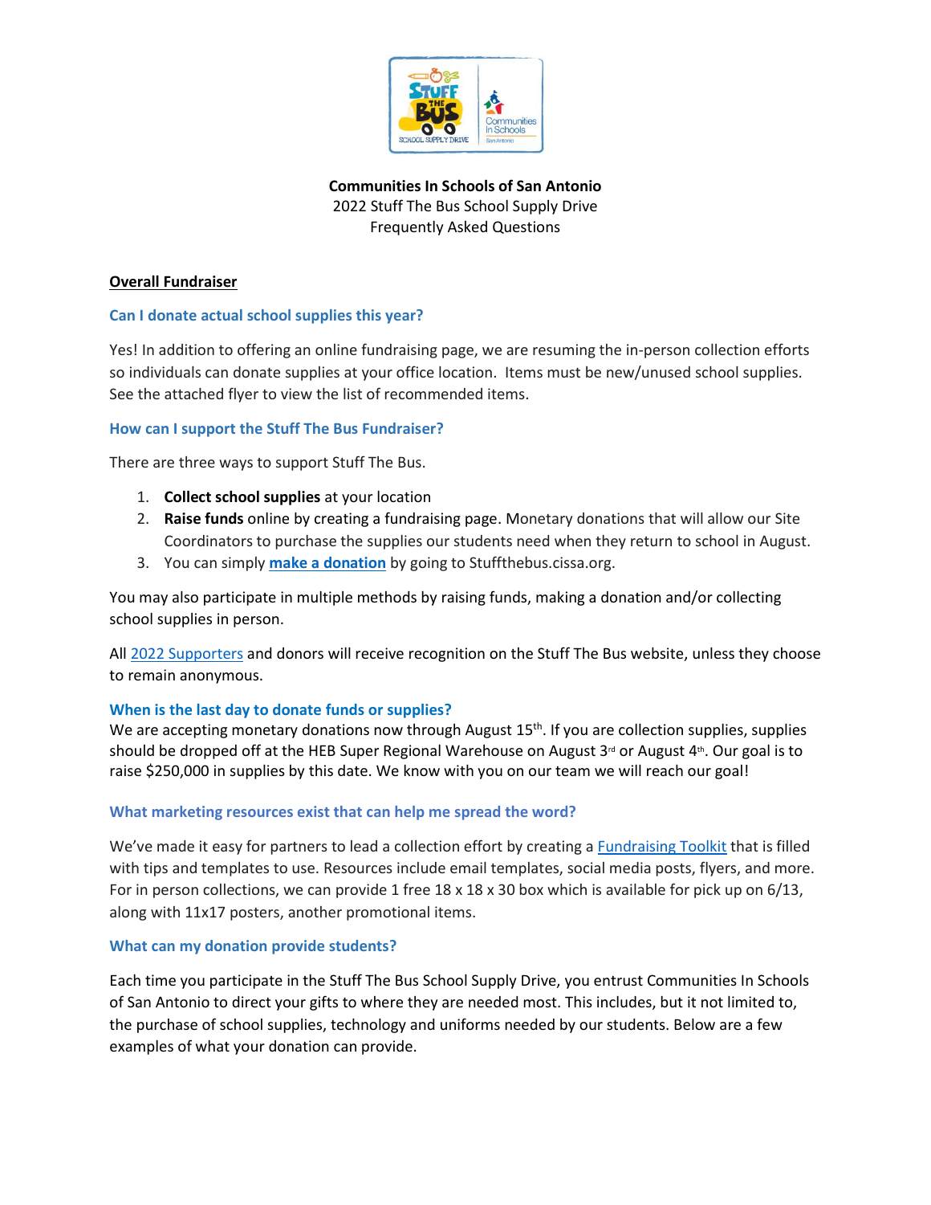**Communities In Schools of San Antonio**
2022 Stuff The Bus School Supply Drive
Frequently Asked Questions

## Overall Fundraiser

### Can I donate actual school supplies this year?

Yes! In addition to offering an online fundraising page, we are resuming the in-person collection efforts so individuals can donate supplies at your office location. Items must be new/unused school supplies. See the attached flyer to view the list of recommended items.

### How can I support the Stuff The Bus Fundraiser?

There are three ways to support Stuff The Bus.

1. **Collect school supplies** at your location
2. **Raise funds** online by creating a fundraising page. Monetary donations that will allow our Site Coordinators to purchase the supplies our students need when they return to school in August.
3. You can simply **make a donation** by going to Stuffthebus.cissa.org.

You may also participate in multiple methods by raising funds, making a donation and/or collecting school supplies in person.

All 2022 Supporters and donors will receive recognition on the Stuff The Bus website, unless they choose to remain anonymous.

### When is the last day to donate funds or supplies?

We are accepting monetary donations now through August 15th. If you are collection supplies, supplies should be dropped off at the HEB Super Regional Warehouse on August 3rd or August 4th. Our goal is to raise $250,000 in supplies by this date. We know with you on our team we will reach our goal!

### What marketing resources exist that can help me spread the word?

We've made it easy for partners to lead a collection effort by creating a Fundraising Toolkit that is filled with tips and templates to use. Resources include email templates, social media posts, flyers, and more. For in person collections, we can provide 1 free 18 x 18 x 30 box which is available for pick up on 6/13, along with 11x17 posters, another promotional items.

### What can my donation provide students?

Each time you participate in the Stuff The Bus School Supply Drive, you entrust Communities In Schools of San Antonio to direct your gifts to where they are needed most. This includes, but it not limited to, the purchase of school supplies, technology and uniforms needed by our students. Below are a few examples of what your donation can provide.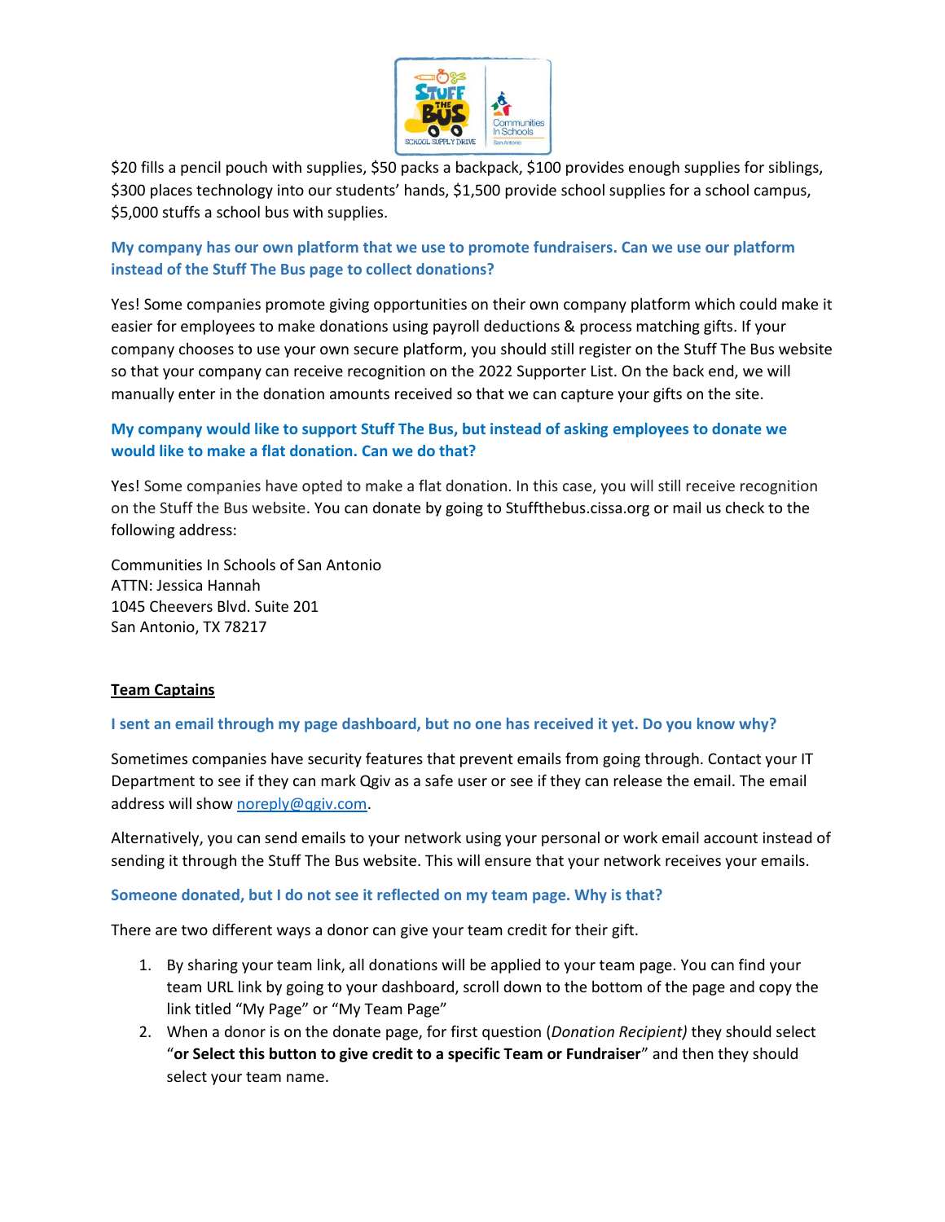$20 fills a pencil pouch with supplies, $50 packs a backpack, $100 provides enough supplies for siblings, $300 places technology into our students' hands, $1,500 provide school supplies for a school campus, $5,000 stuffs a school bus with supplies.

### My company has our own platform that we use to promote fundraisers. Can we use our platform instead of the Stuff The Bus page to collect donations?

Yes! Some companies promote giving opportunities on their own company platform which could make it easier for employees to make donations using payroll deductions & process matching gifts. If your company chooses to use your own secure platform, you should still register on the Stuff The Bus website so that your company can receive recognition on the 2022 Supporter List. On the back end, we will manually enter in the donation amounts received so that we can capture your gifts on the site.

### My company would like to support Stuff The Bus, but instead of asking employees to donate we would like to make a flat donation. Can we do that?

Yes! Some companies have opted to make a flat donation. In this case, you will still receive recognition on the Stuff the Bus website. You can donate by going to Stuffthebus.cissa.org or mail us check to the following address:

Communities In Schools of San Antonio
ATTN: Jessica Hannah
1045 Cheevers Blvd. Suite 201
San Antonio, TX 78217

## Team Captains

### I sent an email through my page dashboard, but no one has received it yet. Do you know why?

Sometimes companies have security features that prevent emails from going through. Contact your IT Department to see if they can mark Qgiv as a safe user or see if they can release the email. The email address will show noreply@qgiv.com.

Alternatively, you can send emails to your network using your personal or work email account instead of sending it through the Stuff The Bus website. This will ensure that your network receives your emails.

### Someone donated, but I do not see it reflected on my team page. Why is that?

There are two different ways a donor can give your team credit for their gift.

1. By sharing your team link, all donations will be applied to your team page. You can find your team URL link by going to your dashboard, scroll down to the bottom of the page and copy the link titled "My Page" or "My Team Page"
2. When a donor is on the donate page, for first question (*Donation Recipient)* they should select "**or Select this button to give credit to a specific Team or Fundraiser**" and then they should select your team name.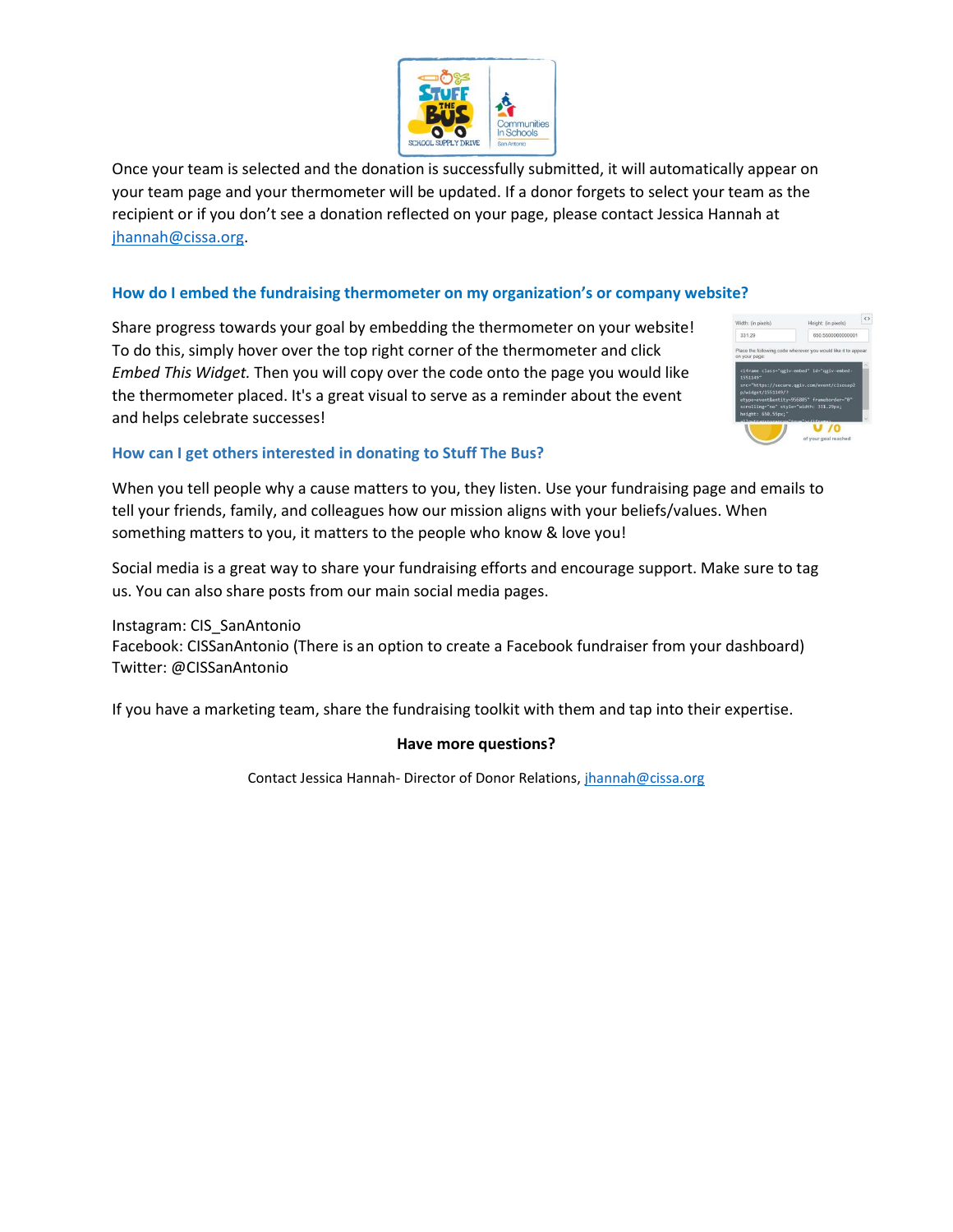Once your team is selected and the donation is successfully submitted, it will automatically appear on your team page and your thermometer will be updated. If a donor forgets to select your team as the recipient or if you don't see a donation reflected on your page, please contact Jessica Hannah at jhannah@cissa.org.

### How do I embed the fundraising thermometer on my organization's or company website?

Share progress towards your goal by embedding the thermometer on your website! To do this, simply hover over the top right corner of the thermometer and click *Embed This Widget.* Then you will copy over the code onto the page you would like the thermometer placed. It's a great visual to serve as a reminder about the event and helps celebrate successes!

### How can I get others interested in donating to Stuff The Bus?

When you tell people why a cause matters to you, they listen. Use your fundraising page and emails to tell your friends, family, and colleagues how our mission aligns with your beliefs/values. When something matters to you, it matters to the people who know & love you!

Social media is a great way to share your fundraising efforts and encourage support. Make sure to tag us. You can also share posts from our main social media pages.

Instagram: CIS_SanAntonio
Facebook: CISSanAntonio (There is an option to create a Facebook fundraiser from your dashboard)
Twitter: @CISSanAntonio

If you have a marketing team, share the fundraising toolkit with them and tap into their expertise.

**Have more questions?**

Contact Jessica Hannah- Director of Donor Relations, jhannah@cissa.org